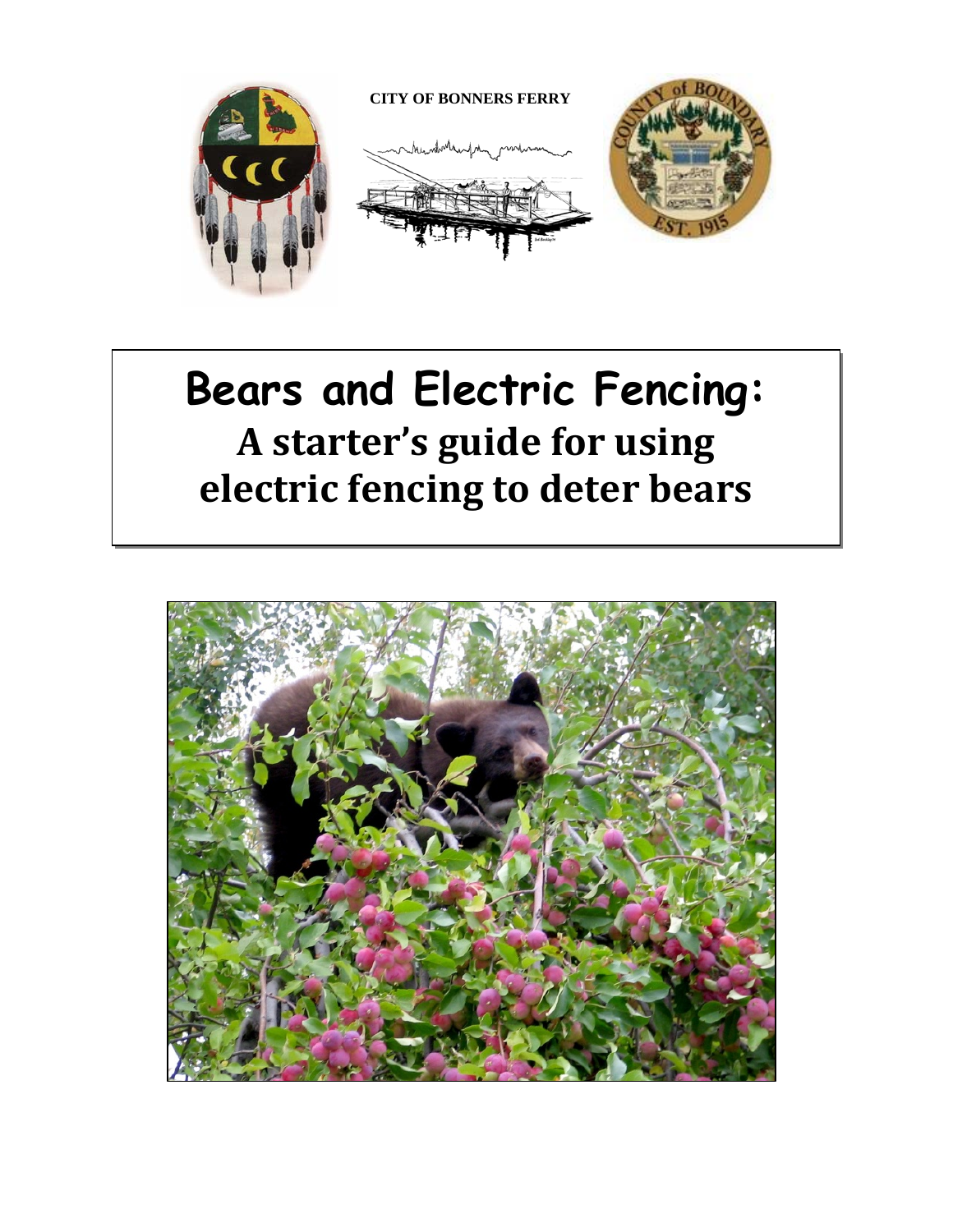CITY OF BONNERS FERRY

# Bears and Electric Fencing:

## A starter's guide for using electric fencing to deter bears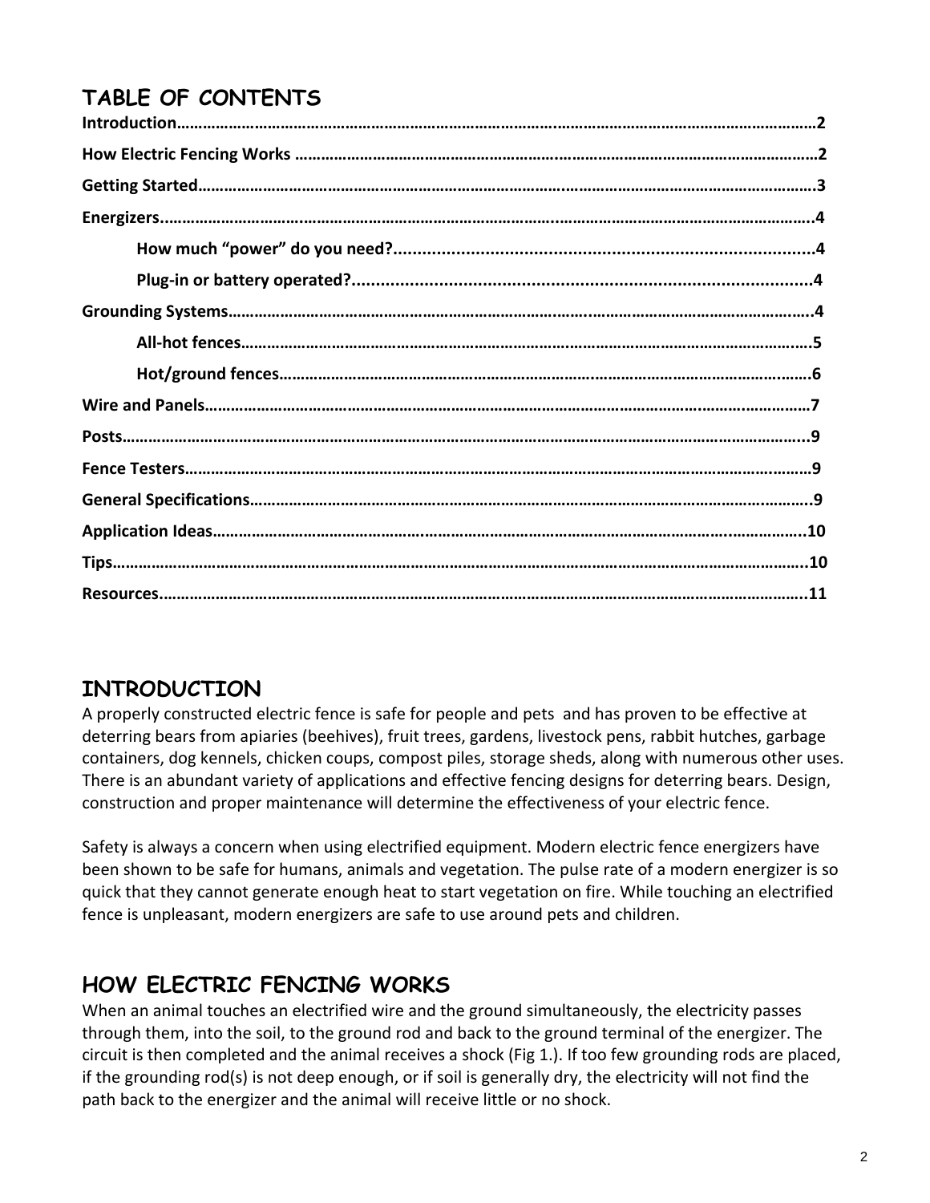## TABLE OF CONTENTS

**Introduction……………………………………………………………………………………………………………………2**

**How Electric Fencing Works ……………………………………………………………………………………………2**

**Getting Started…………………………………………………………………………………………………………………3**

**Energizers…………………………………………………………………………………………………………………….4**

- **How much "power" do you need?.......................................................................4**
- **Plug-in or battery operated?................................................................................4**

**Grounding Systems…………………………………………………………………………………………………………4**

- **All-hot fences…………………………………………………………………………………………………………5**
- **Hot/ground fences……………………………………………………………………………………………………6**

**Wire and Panels………………………………………………………………………………………………………………7**

**Posts…………………………………………………………………………………………………………………………...9**

**Fence Testers…………………………………………………………………………………………………………………9**

**General Specifications……………………………………………………………………………………………………..9**

**Application Ideas……………………………………………………………………………………………………………10**

**Tips…………………………………………………………………………………………………………………………….10**

**Resources……………………………………………………………………………………………………………………11**

## INTRODUCTION

A properly constructed electric fence is safe for people and pets and has proven to be effective at deterring bears from apiaries (beehives), fruit trees, gardens, livestock pens, rabbit hutches, garbage containers, dog kennels, chicken coups, compost piles, storage sheds, along with numerous other uses. There is an abundant variety of applications and effective fencing designs for deterring bears. Design, construction and proper maintenance will determine the effectiveness of your electric fence.

Safety is always a concern when using electrified equipment. Modern electric fence energizers have been shown to be safe for humans, animals and vegetation. The pulse rate of a modern energizer is so quick that they cannot generate enough heat to start vegetation on fire. While touching an electrified fence is unpleasant, modern energizers are safe to use around pets and children.

## HOW ELECTRIC FENCING WORKS

When an animal touches an electrified wire and the ground simultaneously, the electricity passes through them, into the soil, to the ground rod and back to the ground terminal of the energizer. The circuit is then completed and the animal receives a shock (Fig 1.). If too few grounding rods are placed, if the grounding rod(s) is not deep enough, or if soil is generally dry, the electricity will not find the path back to the energizer and the animal will receive little or no shock.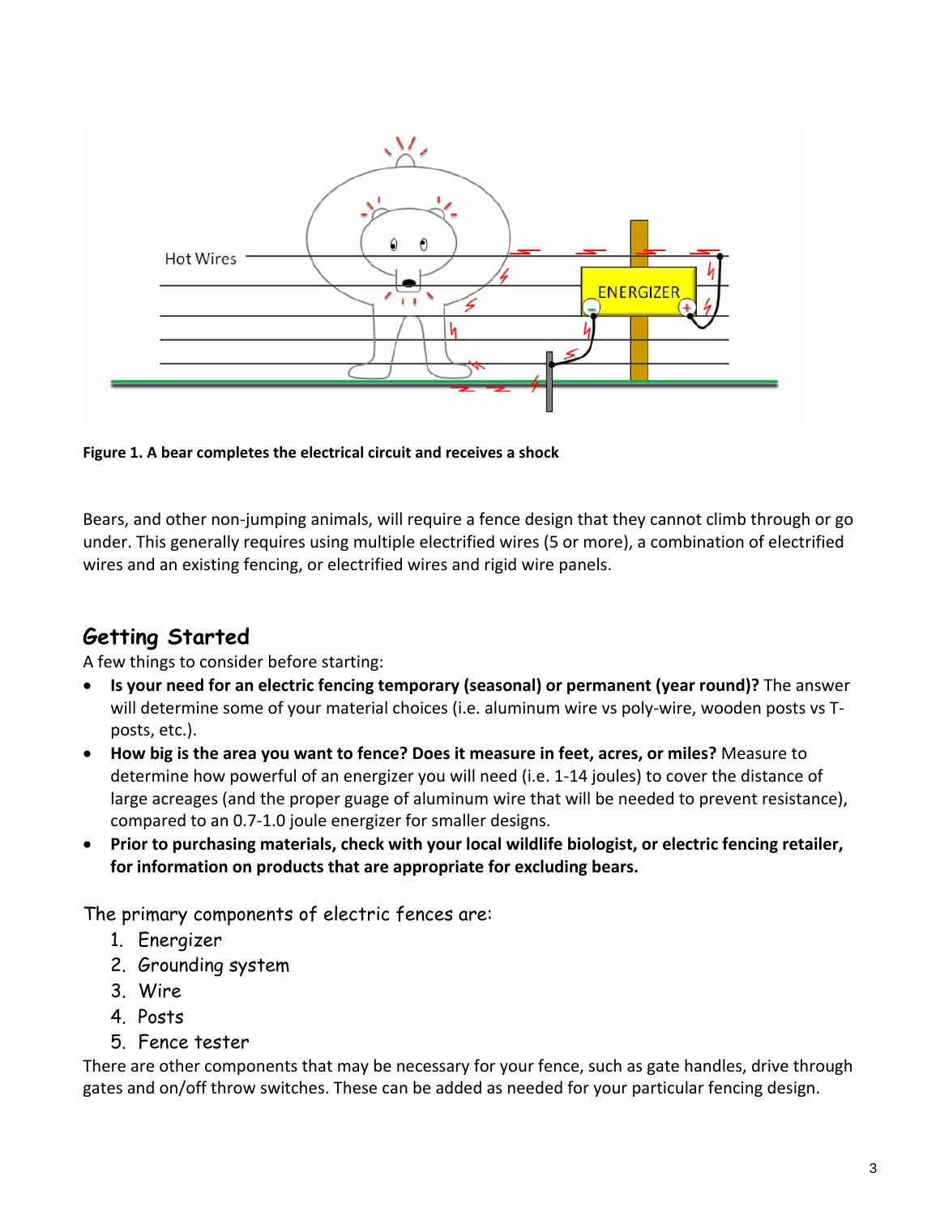**Figure 1. A bear completes the electrical circuit and receives a shock**

Bears, and other non-jumping animals, will require a fence design that they cannot climb through or go under. This generally requires using multiple electrified wires (5 or more), a combination of electrified wires and an existing fencing, or electrified wires and rigid wire panels.

## Getting Started

A few things to consider before starting:

- **Is your need for an electric fencing temporary (seasonal) or permanent (year round)?** The answer will determine some of your material choices (i.e. aluminum wire vs poly-wire, wooden posts vs T-posts, etc.).
- **How big is the area you want to fence? Does it measure in feet, acres, or miles?** Measure to determine how powerful of an energizer you will need (i.e. 1-14 joules) to cover the distance of large acreages (and the proper guage of aluminum wire that will be needed to prevent resistance), compared to an 0.7-1.0 joule energizer for smaller designs.
- **Prior to purchasing materials, check with your local wildlife biologist, or electric fencing retailer, for information on products that are appropriate for excluding bears.**

The primary components of electric fences are:

1. Energizer
2. Grounding system
3. Wire
4. Posts
5. Fence tester

There are other components that may be necessary for your fence, such as gate handles, drive through gates and on/off throw switches. These can be added as needed for your particular fencing design.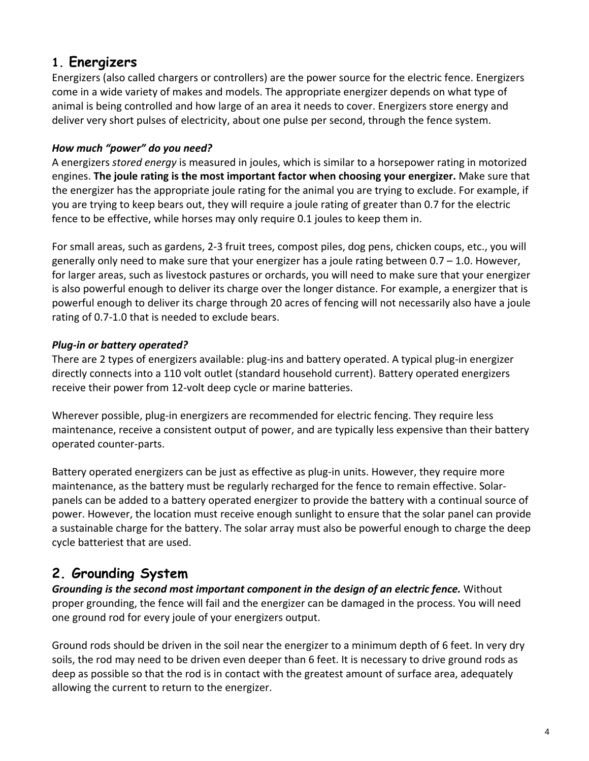## 1. Energizers

Energizers (also called chargers or controllers) are the power source for the electric fence. Energizers come in a wide variety of makes and models. The appropriate energizer depends on what type of animal is being controlled and how large of an area it needs to cover. Energizers store energy and deliver very short pulses of electricity, about one pulse per second, through the fence system.

***How much "power" do you need?***

A energizers *stored energy* is measured in joules, which is similar to a horsepower rating in motorized engines. **The joule rating is the most important factor when choosing your energizer.** Make sure that the energizer has the appropriate joule rating for the animal you are trying to exclude. For example, if you are trying to keep bears out, they will require a joule rating of greater than 0.7 for the electric fence to be effective, while horses may only require 0.1 joules to keep them in.

For small areas, such as gardens, 2-3 fruit trees, compost piles, dog pens, chicken coups, etc., you will generally only need to make sure that your energizer has a joule rating between 0.7 – 1.0. However, for larger areas, such as livestock pastures or orchards, you will need to make sure that your energizer is also powerful enough to deliver its charge over the longer distance. For example, a energizer that is powerful enough to deliver its charge through 20 acres of fencing will not necessarily also have a joule rating of 0.7-1.0 that is needed to exclude bears.

***Plug-in or battery operated?***

There are 2 types of energizers available: plug-ins and battery operated. A typical plug-in energizer directly connects into a 110 volt outlet (standard household current). Battery operated energizers receive their power from 12-volt deep cycle or marine batteries.

Wherever possible, plug-in energizers are recommended for electric fencing. They require less maintenance, receive a consistent output of power, and are typically less expensive than their battery operated counter-parts.

Battery operated energizers can be just as effective as plug-in units. However, they require more maintenance, as the battery must be regularly recharged for the fence to remain effective. Solar-panels can be added to a battery operated energizer to provide the battery with a continual source of power. However, the location must receive enough sunlight to ensure that the solar panel can provide a sustainable charge for the battery. The solar array must also be powerful enough to charge the deep cycle batteriest that are used.

## 2. Grounding System

***Grounding is the second most important component in the design of an electric fence.*** Without proper grounding, the fence will fail and the energizer can be damaged in the process. You will need one ground rod for every joule of your energizers output.

Ground rods should be driven in the soil near the energizer to a minimum depth of 6 feet. In very dry soils, the rod may need to be driven even deeper than 6 feet. It is necessary to drive ground rods as deep as possible so that the rod is in contact with the greatest amount of surface area, adequately allowing the current to return to the energizer.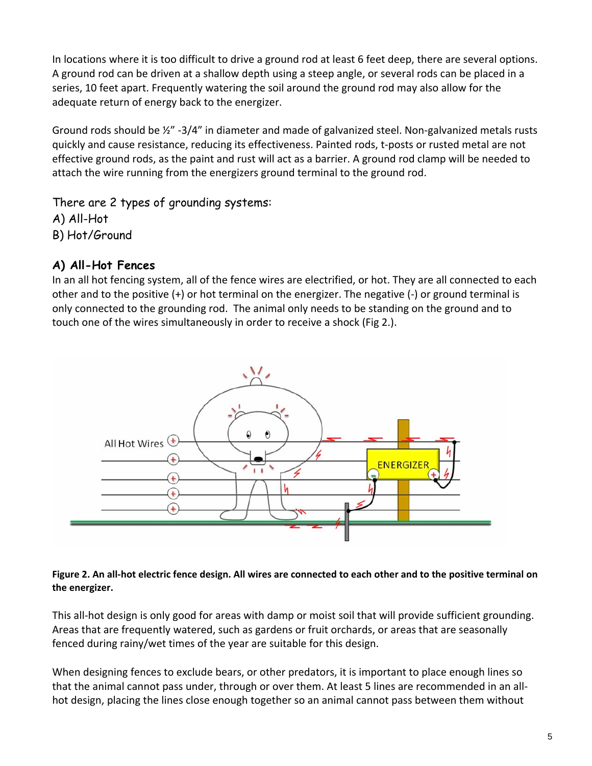In locations where it is too difficult to drive a ground rod at least 6 feet deep, there are several options. A ground rod can be driven at a shallow depth using a steep angle, or several rods can be placed in a series, 10 feet apart. Frequently watering the soil around the ground rod may also allow for the adequate return of energy back to the energizer.

Ground rods should be ½" -3/4" in diameter and made of galvanized steel. Non-galvanized metals rusts quickly and cause resistance, reducing its effectiveness. Painted rods, t-posts or rusted metal are not effective ground rods, as the paint and rust will act as a barrier. A ground rod clamp will be needed to attach the wire running from the energizers ground terminal to the ground rod.

There are 2 types of grounding systems:
A) All-Hot
B) Hot/Ground

### A) All-Hot Fences

In an all hot fencing system, all of the fence wires are electrified, or hot. They are all connected to each other and to the positive (+) or hot terminal on the energizer. The negative (-) or ground terminal is only connected to the grounding rod. The animal only needs to be standing on the ground and to touch one of the wires simultaneously in order to receive a shock (Fig 2.).

**Figure 2. An all-hot electric fence design. All wires are connected to each other and to the positive terminal on the energizer.**

This all-hot design is only good for areas with damp or moist soil that will provide sufficient grounding. Areas that are frequently watered, such as gardens or fruit orchards, or areas that are seasonally fenced during rainy/wet times of the year are suitable for this design.

When designing fences to exclude bears, or other predators, it is important to place enough lines so that the animal cannot pass under, through or over them. At least 5 lines are recommended in an all-hot design, placing the lines close enough together so an animal cannot pass between them without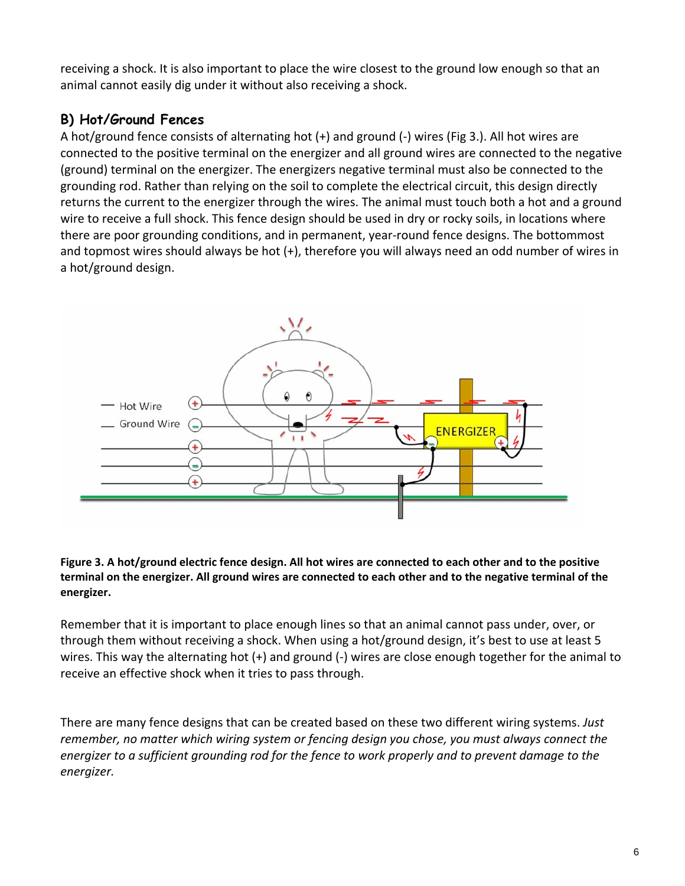receiving a shock. It is also important to place the wire closest to the ground low enough so that an animal cannot easily dig under it without also receiving a shock.

## B) Hot/Ground Fences

A hot/ground fence consists of alternating hot (+) and ground (-) wires (Fig 3.). All hot wires are connected to the positive terminal on the energizer and all ground wires are connected to the negative (ground) terminal on the energizer. The energizers negative terminal must also be connected to the grounding rod. Rather than relying on the soil to complete the electrical circuit, this design directly returns the current to the energizer through the wires. The animal must touch both a hot and a ground wire to receive a full shock. This fence design should be used in dry or rocky soils, in locations where there are poor grounding conditions, and in permanent, year-round fence designs. The bottommost and topmost wires should always be hot (+), therefore you will always need an odd number of wires in a hot/ground design.

**Figure 3. A hot/ground electric fence design. All hot wires are connected to each other and to the positive terminal on the energizer. All ground wires are connected to each other and to the negative terminal of the energizer.**

Remember that it is important to place enough lines so that an animal cannot pass under, over, or through them without receiving a shock. When using a hot/ground design, it's best to use at least 5 wires. This way the alternating hot (+) and ground (-) wires are close enough together for the animal to receive an effective shock when it tries to pass through.

There are many fence designs that can be created based on these two different wiring systems. *Just remember, no matter which wiring system or fencing design you chose, you must always connect the energizer to a sufficient grounding rod for the fence to work properly and to prevent damage to the energizer.*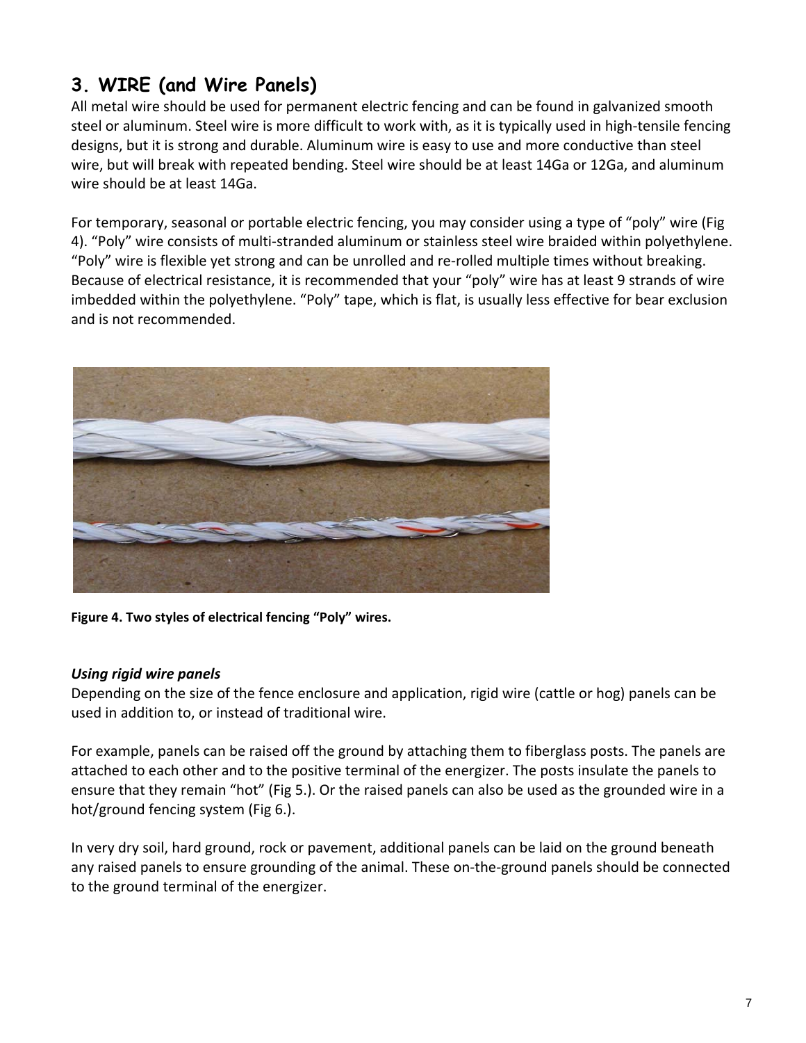## 3. WIRE (and Wire Panels)

All metal wire should be used for permanent electric fencing and can be found in galvanized smooth steel or aluminum. Steel wire is more difficult to work with, as it is typically used in high-tensile fencing designs, but it is strong and durable. Aluminum wire is easy to use and more conductive than steel wire, but will break with repeated bending. Steel wire should be at least 14Ga or 12Ga, and aluminum wire should be at least 14Ga.

For temporary, seasonal or portable electric fencing, you may consider using a type of “poly” wire (Fig 4). “Poly” wire consists of multi-stranded aluminum or stainless steel wire braided within polyethylene. “Poly” wire is flexible yet strong and can be unrolled and re-rolled multiple times without breaking. Because of electrical resistance, it is recommended that your “poly” wire has at least 9 strands of wire imbedded within the polyethylene. “Poly” tape, which is flat, is usually less effective for bear exclusion and is not recommended.

**Figure 4. Two styles of electrical fencing “Poly” wires.**

### *Using rigid wire panels*

Depending on the size of the fence enclosure and application, rigid wire (cattle or hog) panels can be used in addition to, or instead of traditional wire.

For example, panels can be raised off the ground by attaching them to fiberglass posts. The panels are attached to each other and to the positive terminal of the energizer. The posts insulate the panels to ensure that they remain “hot” (Fig 5.). Or the raised panels can also be used as the grounded wire in a hot/ground fencing system (Fig 6.).

In very dry soil, hard ground, rock or pavement, additional panels can be laid on the ground beneath any raised panels to ensure grounding of the animal. These on-the-ground panels should be connected to the ground terminal of the energizer.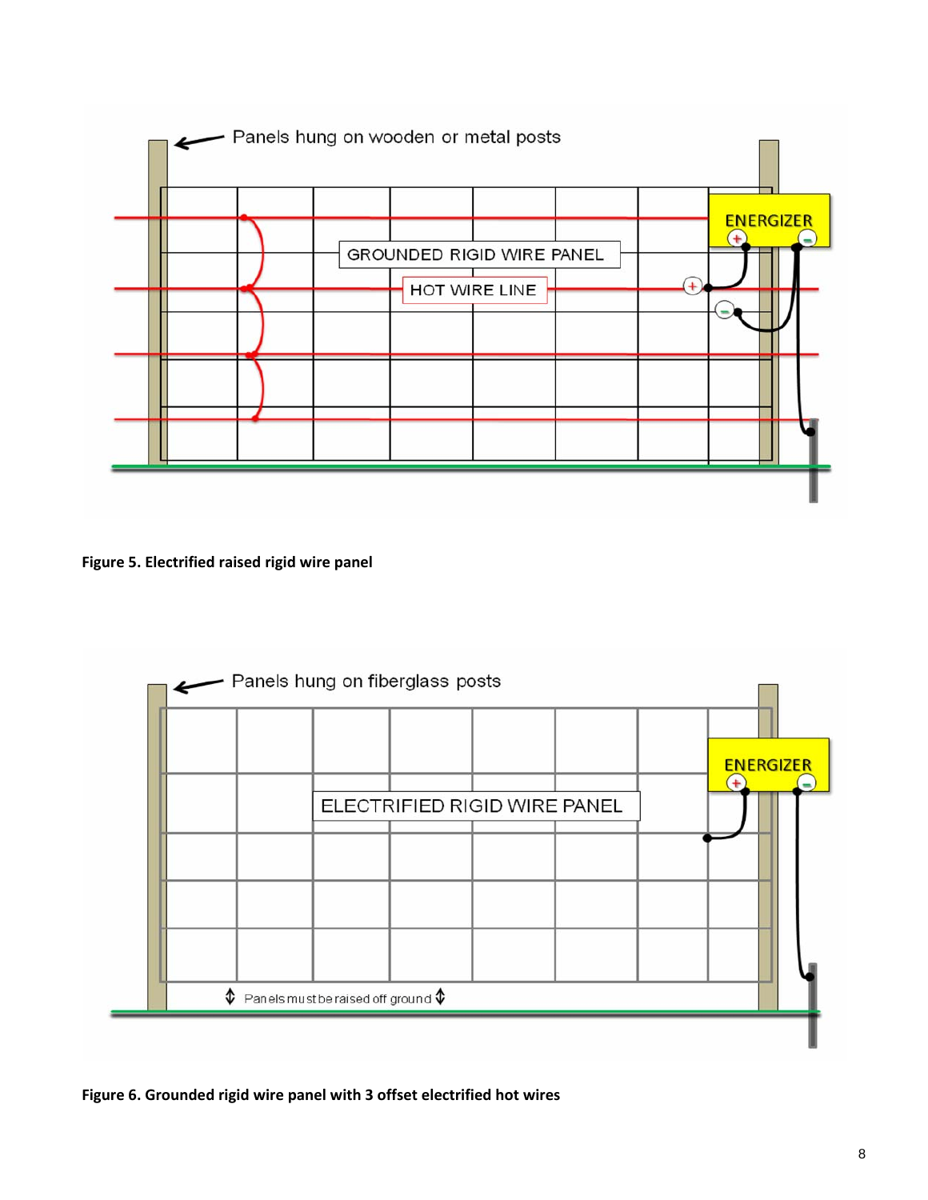Panels hung on wooden or metal posts

ENERGIZER

GROUNDED RIGID WIRE PANEL

HOT WIRE LINE

**Figure 5. Electrified raised rigid wire panel**

Panels hung on fiberglass posts

ENERGIZER

ELECTRIFIED RIGID WIRE PANEL

Panels must be raised off ground

**Figure 6. Grounded rigid wire panel with 3 offset electrified hot wires**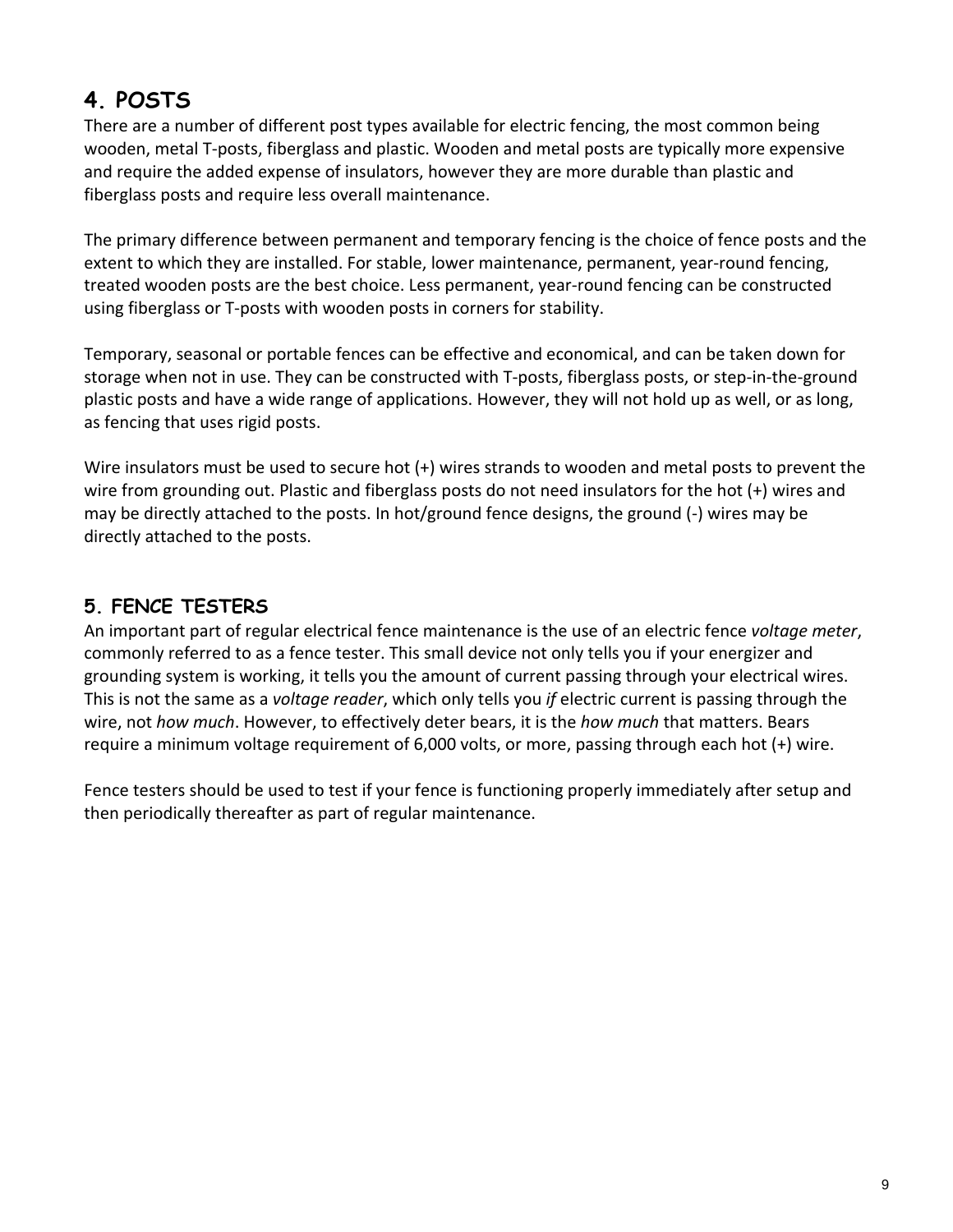## 4. POSTS

There are a number of different post types available for electric fencing, the most common being wooden, metal T-posts, fiberglass and plastic. Wooden and metal posts are typically more expensive and require the added expense of insulators, however they are more durable than plastic and fiberglass posts and require less overall maintenance.

The primary difference between permanent and temporary fencing is the choice of fence posts and the extent to which they are installed. For stable, lower maintenance, permanent, year-round fencing, treated wooden posts are the best choice. Less permanent, year-round fencing can be constructed using fiberglass or T-posts with wooden posts in corners for stability.

Temporary, seasonal or portable fences can be effective and economical, and can be taken down for storage when not in use. They can be constructed with T-posts, fiberglass posts, or step-in-the-ground plastic posts and have a wide range of applications. However, they will not hold up as well, or as long, as fencing that uses rigid posts.

Wire insulators must be used to secure hot (+) wires strands to wooden and metal posts to prevent the wire from grounding out. Plastic and fiberglass posts do not need insulators for the hot (+) wires and may be directly attached to the posts. In hot/ground fence designs, the ground (-) wires may be directly attached to the posts.

## 5. FENCE TESTERS

An important part of regular electrical fence maintenance is the use of an electric fence *voltage meter*, commonly referred to as a fence tester. This small device not only tells you if your energizer and grounding system is working, it tells you the amount of current passing through your electrical wires. This is not the same as a *voltage reader*, which only tells you *if* electric current is passing through the wire, not *how much*. However, to effectively deter bears, it is the *how much* that matters. Bears require a minimum voltage requirement of 6,000 volts, or more, passing through each hot (+) wire.

Fence testers should be used to test if your fence is functioning properly immediately after setup and then periodically thereafter as part of regular maintenance.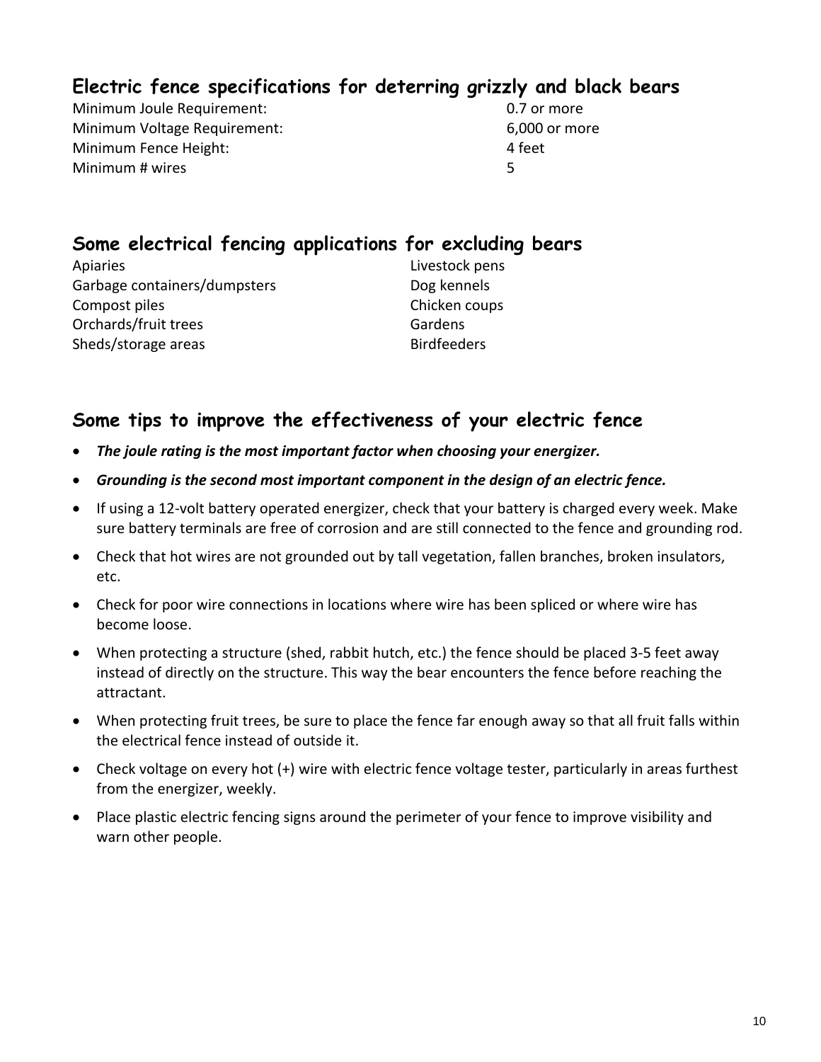## Electric fence specifications for deterring grizzly and black bears

| | |
|---|---|
| Minimum Joule Requirement: | 0.7 or more |
| Minimum Voltage Requirement: | 6,000 or more |
| Minimum Fence Height: | 4 feet |
| Minimum # wires | 5 |

## Some electrical fencing applications for excluding bears

| | |
|---|---|
| Apiaries | Livestock pens |
| Garbage containers/dumpsters | Dog kennels |
| Compost piles | Chicken coups |
| Orchards/fruit trees | Gardens |
| Sheds/storage areas | Birdfeeders |

## Some tips to improve the effectiveness of your electric fence

- ***The joule rating is the most important factor when choosing your energizer.***
- ***Grounding is the second most important component in the design of an electric fence.***
- If using a 12-volt battery operated energizer, check that your battery is charged every week. Make sure battery terminals are free of corrosion and are still connected to the fence and grounding rod.
- Check that hot wires are not grounded out by tall vegetation, fallen branches, broken insulators, etc.
- Check for poor wire connections in locations where wire has been spliced or where wire has become loose.
- When protecting a structure (shed, rabbit hutch, etc.) the fence should be placed 3-5 feet away instead of directly on the structure. This way the bear encounters the fence before reaching the attractant.
- When protecting fruit trees, be sure to place the fence far enough away so that all fruit falls within the electrical fence instead of outside it.
- Check voltage on every hot (+) wire with electric fence voltage tester, particularly in areas furthest from the energizer, weekly.
- Place plastic electric fencing signs around the perimeter of your fence to improve visibility and warn other people.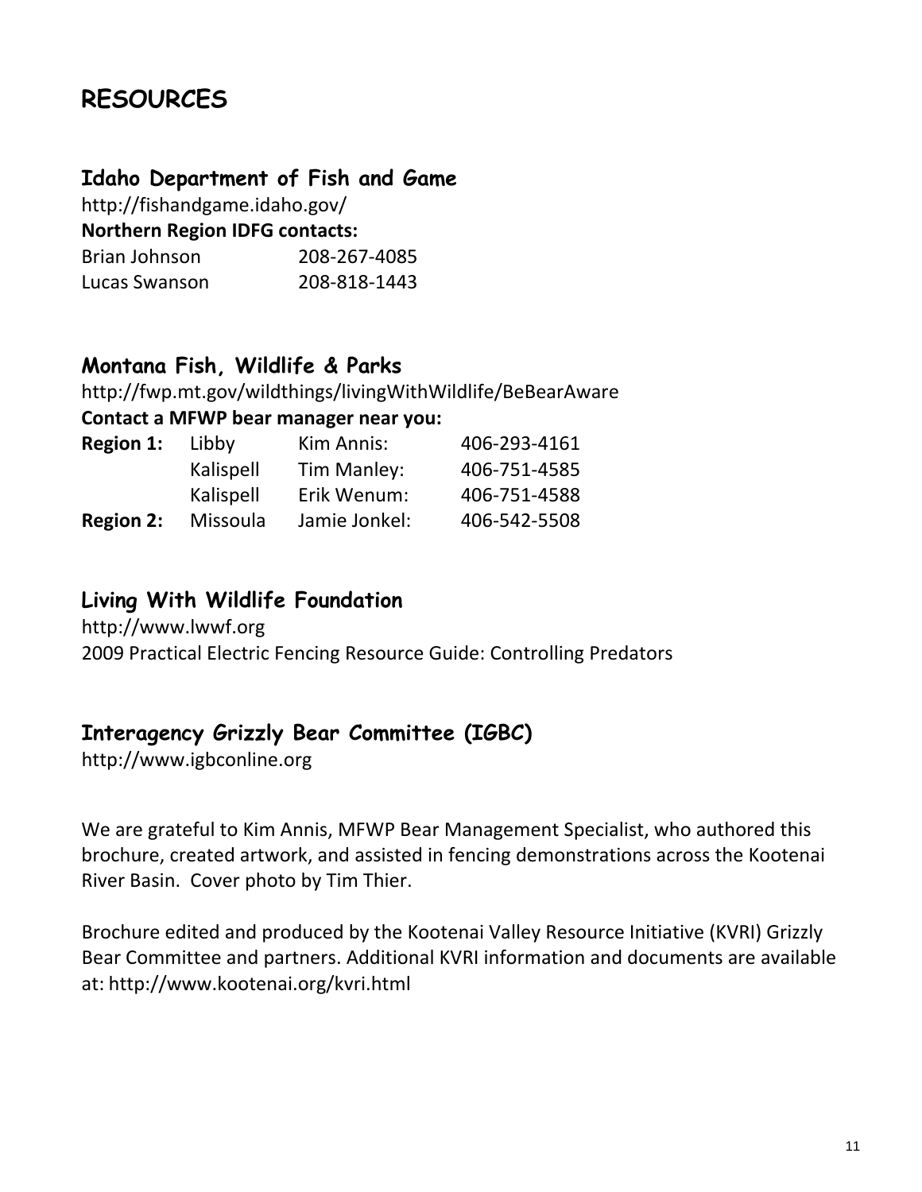# RESOURCES

## Idaho Department of Fish and Game

http://fishandgame.idaho.gov/

**Northern Region IDFG contacts:**

| | |
|---|---|
| Brian Johnson | 208-267-4085 |
| Lucas Swanson | 208-818-1443 |

## Montana Fish, Wildlife & Parks

http://fwp.mt.gov/wildthings/livingWithWildlife/BeBearAware

**Contact a MFWP bear manager near you:**

| | | | |
|---|---|---|---|
| **Region 1:** | Libby | Kim Annis: | 406-293-4161 |
| | Kalispell | Tim Manley: | 406-751-4585 |
| | Kalispell | Erik Wenum: | 406-751-4588 |
| **Region 2:** | Missoula | Jamie Jonkel: | 406-542-5508 |

## Living With Wildlife Foundation

http://www.lwwf.org

2009 Practical Electric Fencing Resource Guide: Controlling Predators

## Interagency Grizzly Bear Committee (IGBC)

http://www.igbconline.org

We are grateful to Kim Annis, MFWP Bear Management Specialist, who authored this brochure, created artwork, and assisted in fencing demonstrations across the Kootenai River Basin. Cover photo by Tim Thier.

Brochure edited and produced by the Kootenai Valley Resource Initiative (KVRI) Grizzly Bear Committee and partners. Additional KVRI information and documents are available at: http://www.kootenai.org/kvri.html